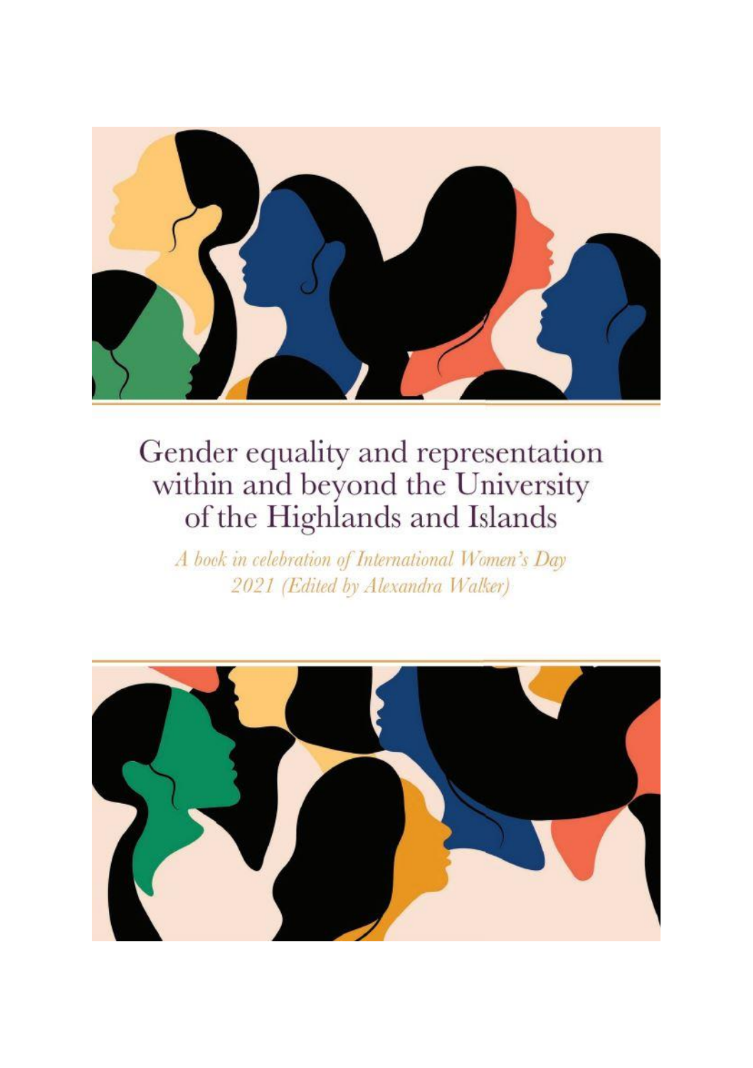# Gender equality and representation within and beyond the University of the Highlands and Islands

*A book in celebration of International Women's Day 2021 (Edited by Alexandra Walker)*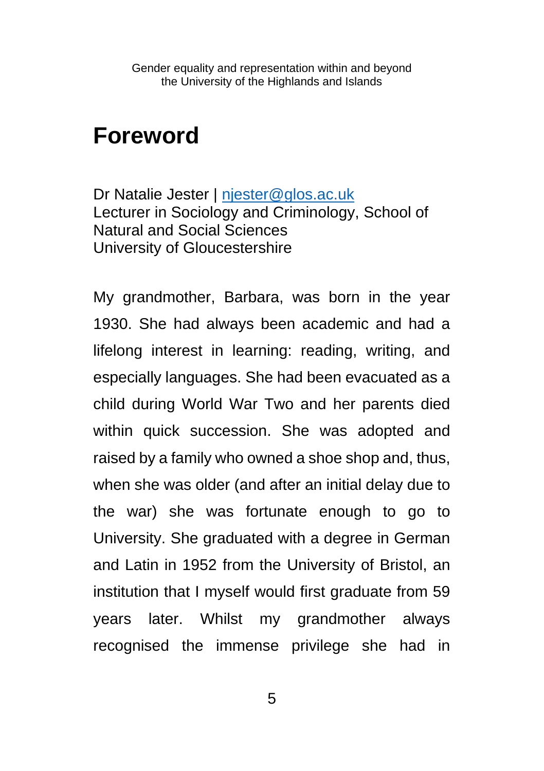# Foreword

Dr Natalie Jester | [njester@glos.ac.uk](mailto:njester@glos.ac.uk)
Lecturer in Sociology and Criminology, School of Natural and Social Sciences
University of Gloucestershire

My grandmother, Barbara, was born in the year 1930. She had always been academic and had a lifelong interest in learning: reading, writing, and especially languages. She had been evacuated as a child during World War Two and her parents died within quick succession. She was adopted and raised by a family who owned a shoe shop and, thus, when she was older (and after an initial delay due to the war) she was fortunate enough to go to University. She graduated with a degree in German and Latin in 1952 from the University of Bristol, an institution that I myself would first graduate from 59 years later. Whilst my grandmother always recognised the immense privilege she had in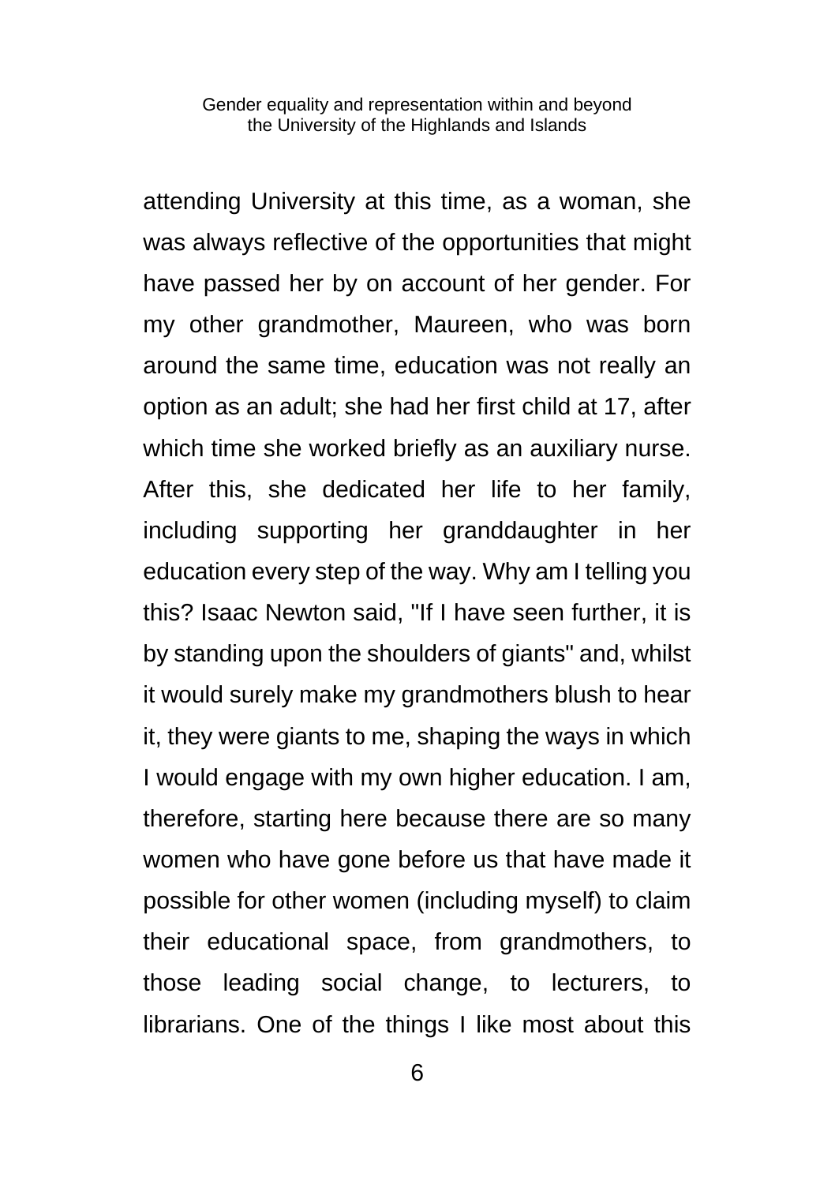attending University at this time, as a woman, she was always reflective of the opportunities that might have passed her by on account of her gender. For my other grandmother, Maureen, who was born around the same time, education was not really an option as an adult; she had her first child at 17, after which time she worked briefly as an auxiliary nurse. After this, she dedicated her life to her family, including supporting her granddaughter in her education every step of the way. Why am I telling you this? Isaac Newton said, "If I have seen further, it is by standing upon the shoulders of giants" and, whilst it would surely make my grandmothers blush to hear it, they were giants to me, shaping the ways in which I would engage with my own higher education. I am, therefore, starting here because there are so many women who have gone before us that have made it possible for other women (including myself) to claim their educational space, from grandmothers, to those leading social change, to lecturers, to librarians. One of the things I like most about this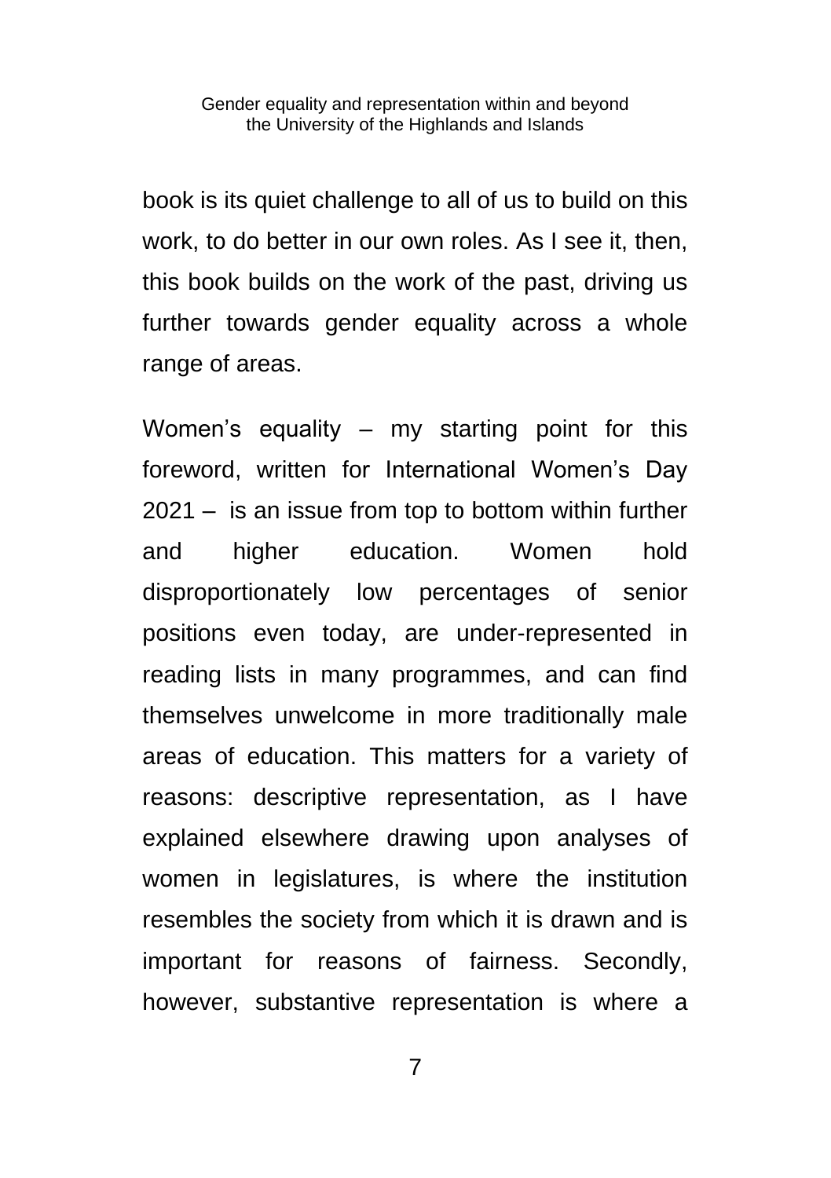book is its quiet challenge to all of us to build on this work, to do better in our own roles. As I see it, then, this book builds on the work of the past, driving us further towards gender equality across a whole range of areas.

Women's equality – my starting point for this foreword, written for International Women's Day 2021 – is an issue from top to bottom within further and higher education. Women hold disproportionately low percentages of senior positions even today, are under-represented in reading lists in many programmes, and can find themselves unwelcome in more traditionally male areas of education. This matters for a variety of reasons: descriptive representation, as I have explained elsewhere drawing upon analyses of women in legislatures, is where the institution resembles the society from which it is drawn and is important for reasons of fairness. Secondly, however, substantive representation is where a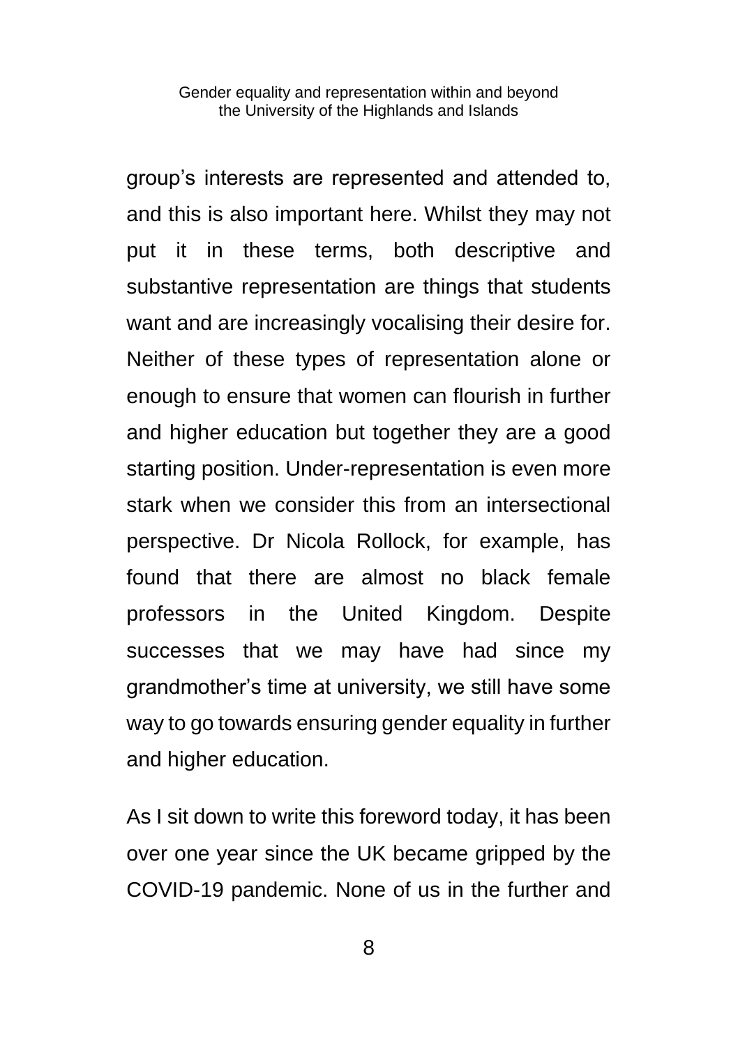group's interests are represented and attended to, and this is also important here. Whilst they may not put it in these terms, both descriptive and substantive representation are things that students want and are increasingly vocalising their desire for. Neither of these types of representation alone or enough to ensure that women can flourish in further and higher education but together they are a good starting position. Under-representation is even more stark when we consider this from an intersectional perspective. Dr Nicola Rollock, for example, has found that there are almost no black female professors in the United Kingdom. Despite successes that we may have had since my grandmother's time at university, we still have some way to go towards ensuring gender equality in further and higher education.

As I sit down to write this foreword today, it has been over one year since the UK became gripped by the COVID-19 pandemic. None of us in the further and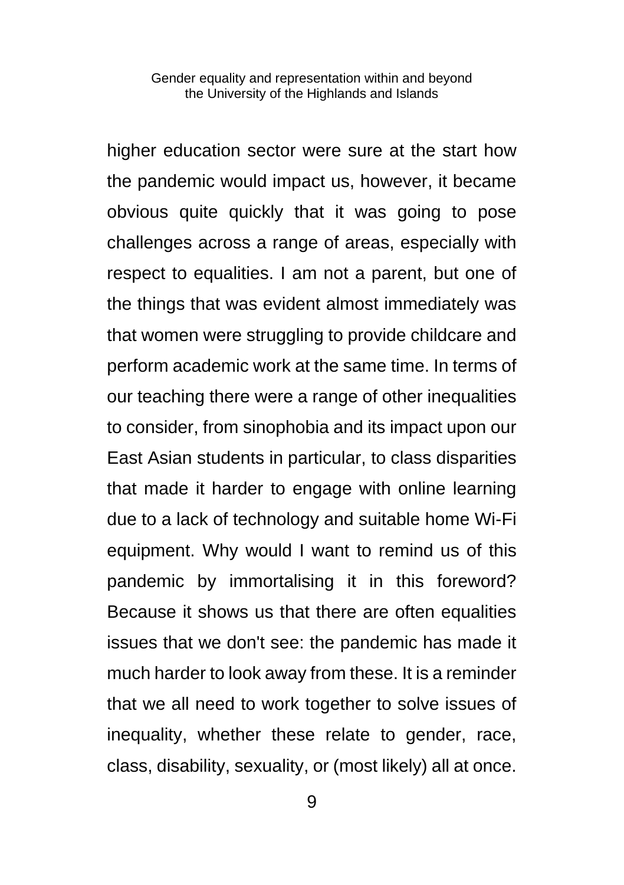higher education sector were sure at the start how the pandemic would impact us, however, it became obvious quite quickly that it was going to pose challenges across a range of areas, especially with respect to equalities. I am not a parent, but one of the things that was evident almost immediately was that women were struggling to provide childcare and perform academic work at the same time. In terms of our teaching there were a range of other inequalities to consider, from sinophobia and its impact upon our East Asian students in particular, to class disparities that made it harder to engage with online learning due to a lack of technology and suitable home Wi-Fi equipment. Why would I want to remind us of this pandemic by immortalising it in this foreword? Because it shows us that there are often equalities issues that we don't see: the pandemic has made it much harder to look away from these. It is a reminder that we all need to work together to solve issues of inequality, whether these relate to gender, race, class, disability, sexuality, or (most likely) all at once.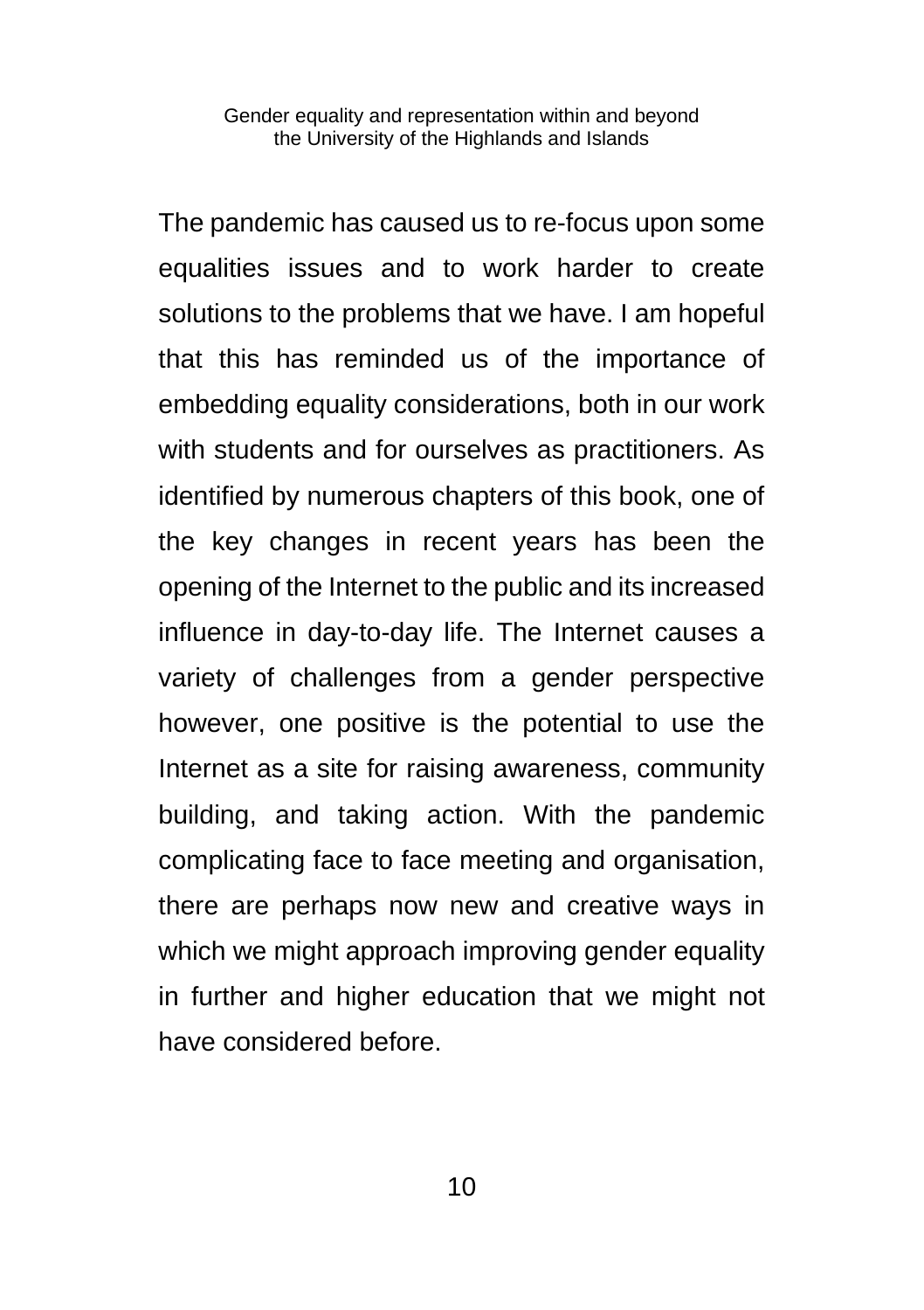The pandemic has caused us to re-focus upon some equalities issues and to work harder to create solutions to the problems that we have. I am hopeful that this has reminded us of the importance of embedding equality considerations, both in our work with students and for ourselves as practitioners. As identified by numerous chapters of this book, one of the key changes in recent years has been the opening of the Internet to the public and its increased influence in day-to-day life. The Internet causes a variety of challenges from a gender perspective however, one positive is the potential to use the Internet as a site for raising awareness, community building, and taking action. With the pandemic complicating face to face meeting and organisation, there are perhaps now new and creative ways in which we might approach improving gender equality in further and higher education that we might not have considered before.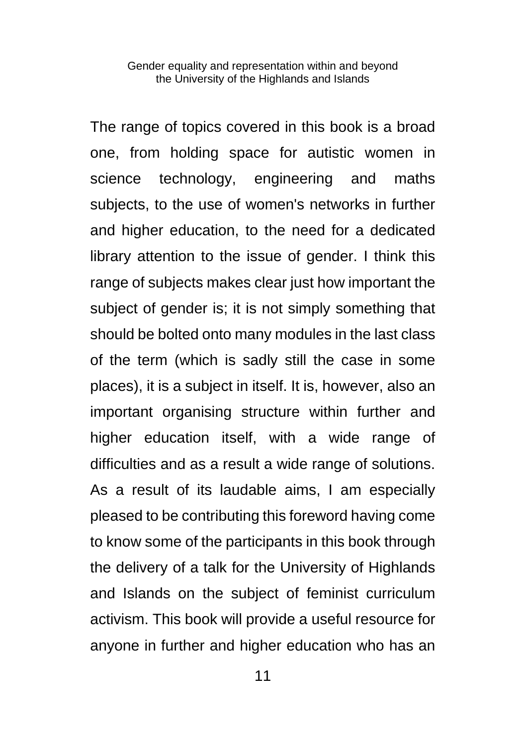The range of topics covered in this book is a broad one, from holding space for autistic women in science technology, engineering and maths subjects, to the use of women's networks in further and higher education, to the need for a dedicated library attention to the issue of gender. I think this range of subjects makes clear just how important the subject of gender is; it is not simply something that should be bolted onto many modules in the last class of the term (which is sadly still the case in some places), it is a subject in itself. It is, however, also an important organising structure within further and higher education itself, with a wide range of difficulties and as a result a wide range of solutions. As a result of its laudable aims, I am especially pleased to be contributing this foreword having come to know some of the participants in this book through the delivery of a talk for the University of Highlands and Islands on the subject of feminist curriculum activism. This book will provide a useful resource for anyone in further and higher education who has an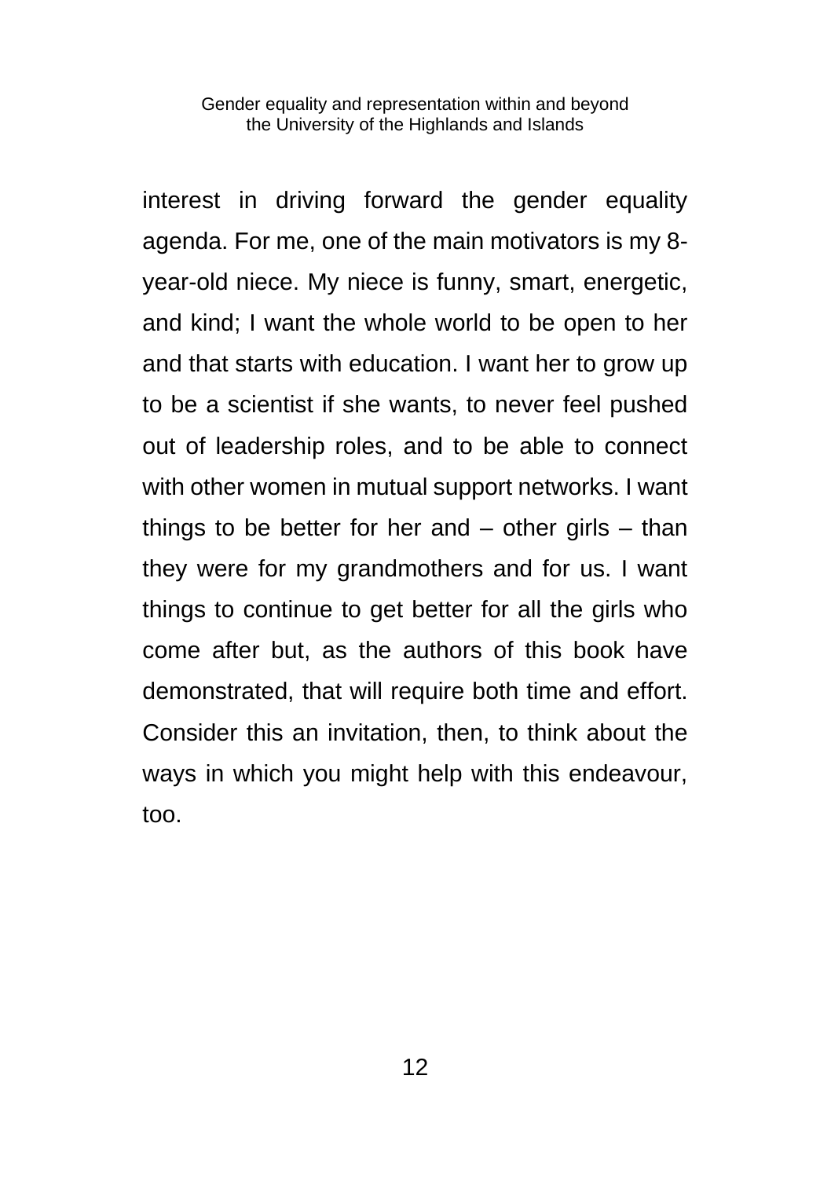interest in driving forward the gender equality agenda. For me, one of the main motivators is my 8-year-old niece. My niece is funny, smart, energetic, and kind; I want the whole world to be open to her and that starts with education. I want her to grow up to be a scientist if she wants, to never feel pushed out of leadership roles, and to be able to connect with other women in mutual support networks. I want things to be better for her and – other girls – than they were for my grandmothers and for us. I want things to continue to get better for all the girls who come after but, as the authors of this book have demonstrated, that will require both time and effort. Consider this an invitation, then, to think about the ways in which you might help with this endeavour, too.